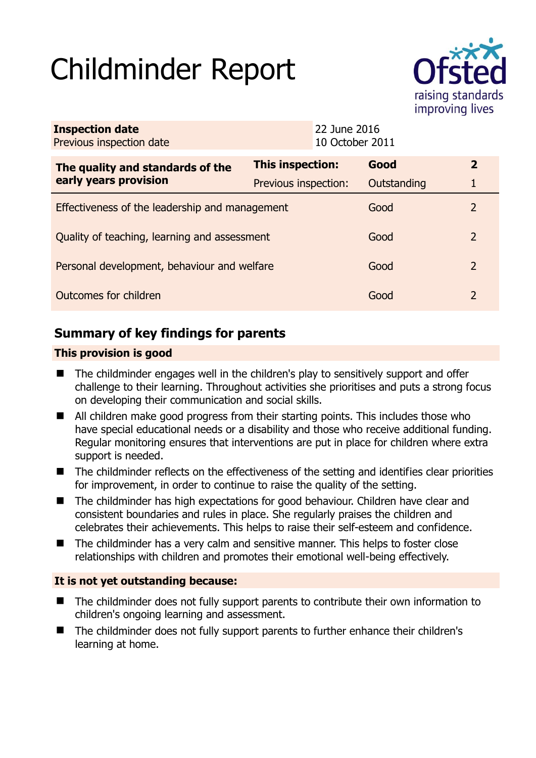# Childminder Report

| | |
|---|---|
| **Inspection date** | 22 June 2016 |
| Previous inspection date | 10 October 2011 |

| **The quality and standards of the early years provision** | **This inspection:** | **Good** | **2** |
|---|---|---|---|
| | Previous inspection: | Outstanding | 1 |
| Effectiveness of the leadership and management | | Good | 2 |
| Quality of teaching, learning and assessment | | Good | 2 |
| Personal development, behaviour and welfare | | Good | 2 |
| Outcomes for children | | Good | 2 |

## Summary of key findings for parents

### This provision is good

- The childminder engages well in the children's play to sensitively support and offer challenge to their learning. Throughout activities she prioritises and puts a strong focus on developing their communication and social skills.
- All children make good progress from their starting points. This includes those who have special educational needs or a disability and those who receive additional funding. Regular monitoring ensures that interventions are put in place for children where extra support is needed.
- The childminder reflects on the effectiveness of the setting and identifies clear priorities for improvement, in order to continue to raise the quality of the setting.
- The childminder has high expectations for good behaviour. Children have clear and consistent boundaries and rules in place. She regularly praises the children and celebrates their achievements. This helps to raise their self-esteem and confidence.
- The childminder has a very calm and sensitive manner. This helps to foster close relationships with children and promotes their emotional well-being effectively.

### It is not yet outstanding because:

- The childminder does not fully support parents to contribute their own information to children's ongoing learning and assessment.
- The childminder does not fully support parents to further enhance their children's learning at home.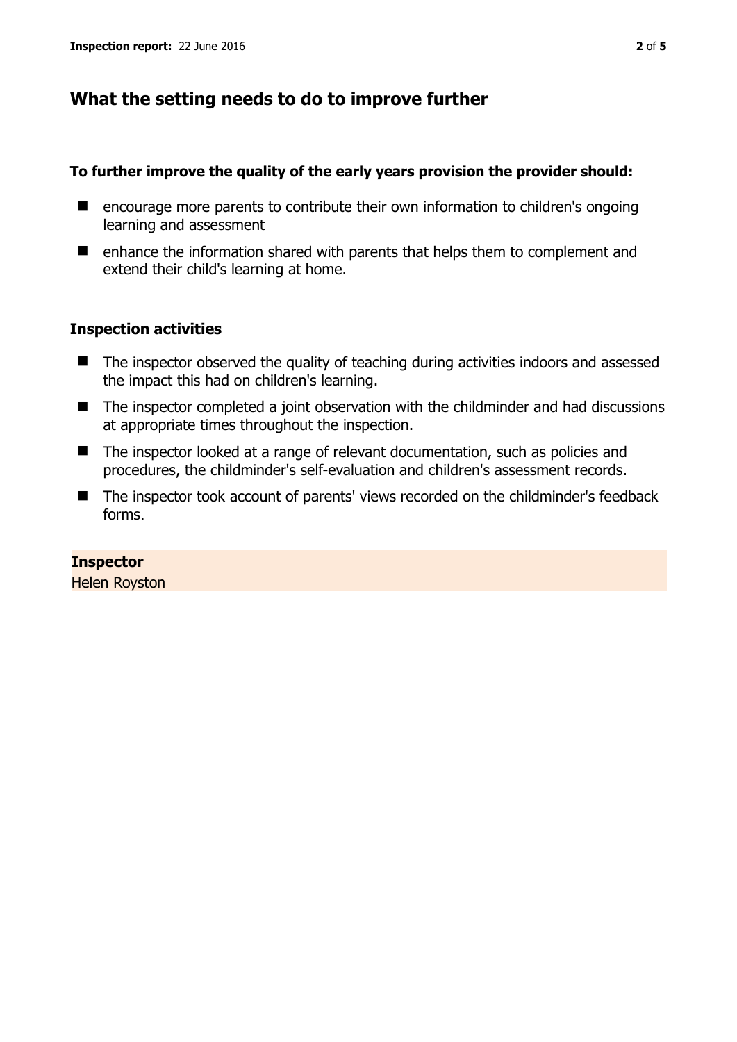## What the setting needs to do to improve further

**To further improve the quality of the early years provision the provider should:**

- encourage more parents to contribute their own information to children's ongoing learning and assessment
- enhance the information shared with parents that helps them to complement and extend their child's learning at home.

### Inspection activities

- The inspector observed the quality of teaching during activities indoors and assessed the impact this had on children's learning.
- The inspector completed a joint observation with the childminder and had discussions at appropriate times throughout the inspection.
- The inspector looked at a range of relevant documentation, such as policies and procedures, the childminder's self-evaluation and children's assessment records.
- The inspector took account of parents' views recorded on the childminder's feedback forms.

**Inspector**
Helen Royston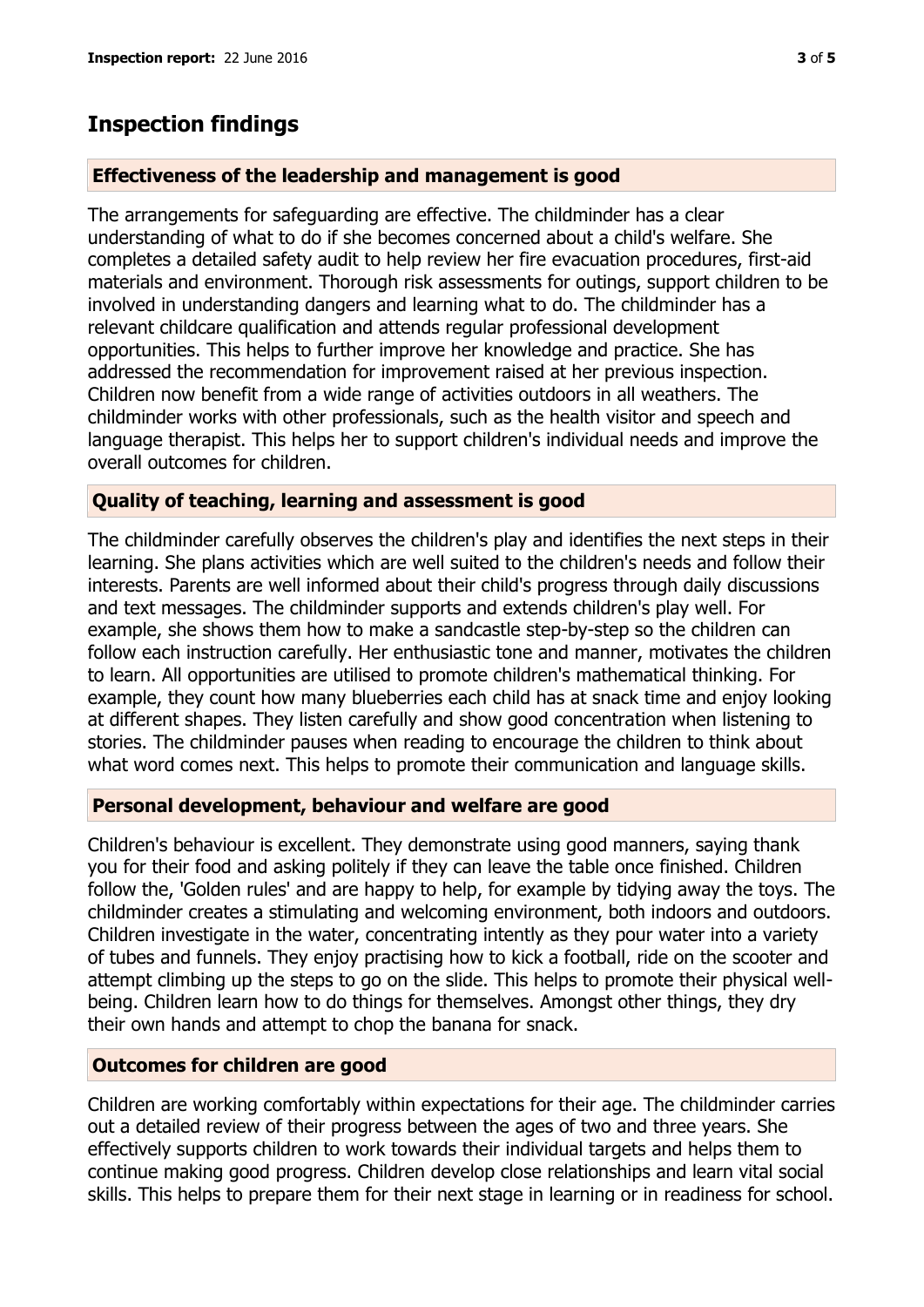# Inspection findings

### Effectiveness of the leadership and management is good

The arrangements for safeguarding are effective. The childminder has a clear understanding of what to do if she becomes concerned about a child's welfare. She completes a detailed safety audit to help review her fire evacuation procedures, first-aid materials and environment. Thorough risk assessments for outings, support children to be involved in understanding dangers and learning what to do. The childminder has a relevant childcare qualification and attends regular professional development opportunities. This helps to further improve her knowledge and practice. She has addressed the recommendation for improvement raised at her previous inspection. Children now benefit from a wide range of activities outdoors in all weathers. The childminder works with other professionals, such as the health visitor and speech and language therapist. This helps her to support children's individual needs and improve the overall outcomes for children.

### Quality of teaching, learning and assessment is good

The childminder carefully observes the children's play and identifies the next steps in their learning. She plans activities which are well suited to the children's needs and follow their interests. Parents are well informed about their child's progress through daily discussions and text messages. The childminder supports and extends children's play well. For example, she shows them how to make a sandcastle step-by-step so the children can follow each instruction carefully. Her enthusiastic tone and manner, motivates the children to learn. All opportunities are utilised to promote children's mathematical thinking. For example, they count how many blueberries each child has at snack time and enjoy looking at different shapes. They listen carefully and show good concentration when listening to stories. The childminder pauses when reading to encourage the children to think about what word comes next. This helps to promote their communication and language skills.

### Personal development, behaviour and welfare are good

Children's behaviour is excellent. They demonstrate using good manners, saying thank you for their food and asking politely if they can leave the table once finished. Children follow the, 'Golden rules' and are happy to help, for example by tidying away the toys. The childminder creates a stimulating and welcoming environment, both indoors and outdoors. Children investigate in the water, concentrating intently as they pour water into a variety of tubes and funnels. They enjoy practising how to kick a football, ride on the scooter and attempt climbing up the steps to go on the slide. This helps to promote their physical well-being. Children learn how to do things for themselves. Amongst other things, they dry their own hands and attempt to chop the banana for snack.

### Outcomes for children are good

Children are working comfortably within expectations for their age. The childminder carries out a detailed review of their progress between the ages of two and three years. She effectively supports children to work towards their individual targets and helps them to continue making good progress. Children develop close relationships and learn vital social skills. This helps to prepare them for their next stage in learning or in readiness for school.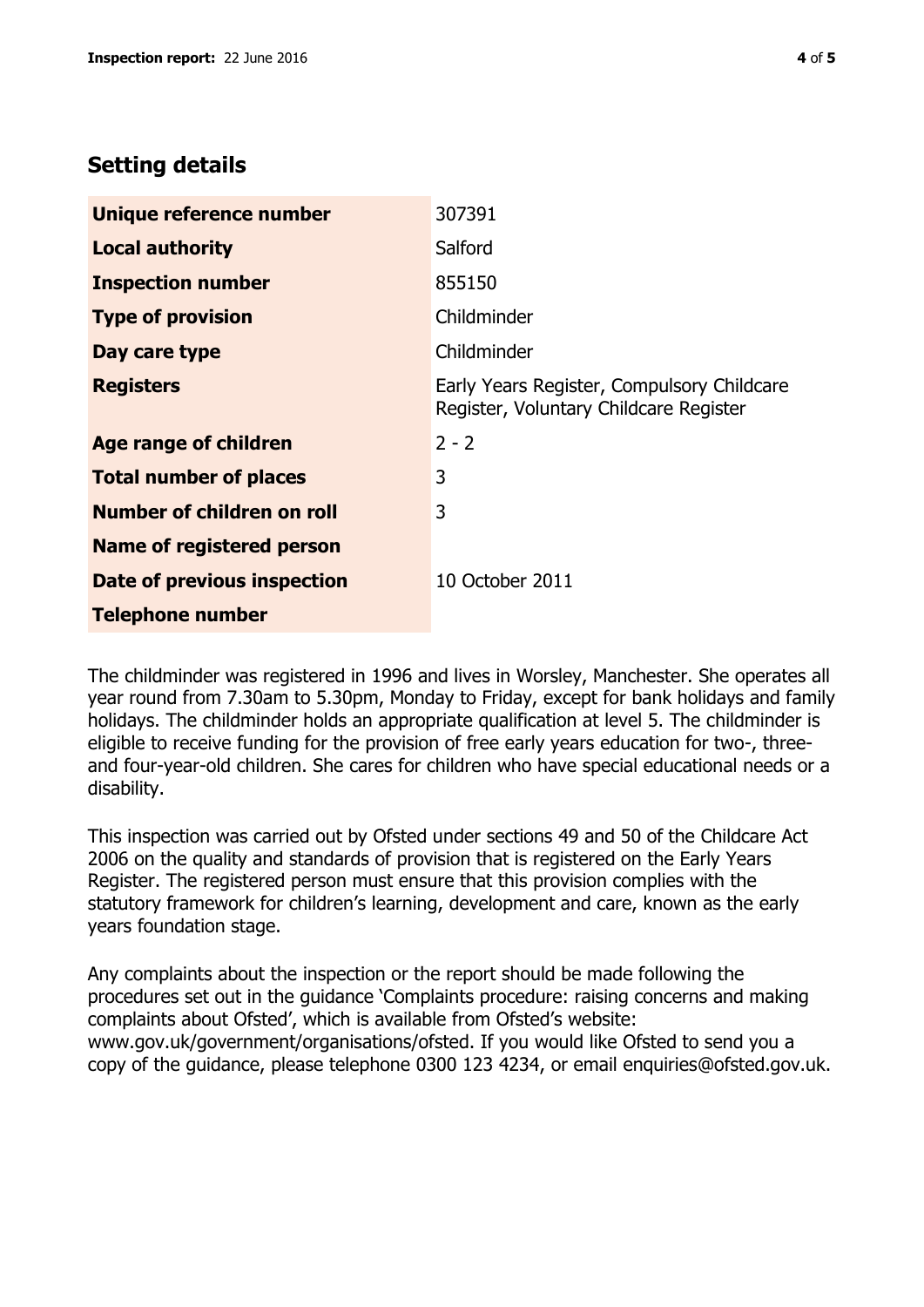## Setting details

| | |
|---|---|
| **Unique reference number** | 307391 |
| **Local authority** | Salford |
| **Inspection number** | 855150 |
| **Type of provision** | Childminder |
| **Day care type** | Childminder |
| **Registers** | Early Years Register, Compulsory Childcare Register, Voluntary Childcare Register |
| **Age range of children** | 2 - 2 |
| **Total number of places** | 3 |
| **Number of children on roll** | 3 |
| **Name of registered person** | |
| **Date of previous inspection** | 10 October 2011 |
| **Telephone number** | |

The childminder was registered in 1996 and lives in Worsley, Manchester. She operates all year round from 7.30am to 5.30pm, Monday to Friday, except for bank holidays and family holidays. The childminder holds an appropriate qualification at level 5. The childminder is eligible to receive funding for the provision of free early years education for two-, three- and four-year-old children. She cares for children who have special educational needs or a disability.

This inspection was carried out by Ofsted under sections 49 and 50 of the Childcare Act 2006 on the quality and standards of provision that is registered on the Early Years Register. The registered person must ensure that this provision complies with the statutory framework for children's learning, development and care, known as the early years foundation stage.

Any complaints about the inspection or the report should be made following the procedures set out in the guidance 'Complaints procedure: raising concerns and making complaints about Ofsted', which is available from Ofsted's website: www.gov.uk/government/organisations/ofsted. If you would like Ofsted to send you a copy of the guidance, please telephone 0300 123 4234, or email enquiries@ofsted.gov.uk.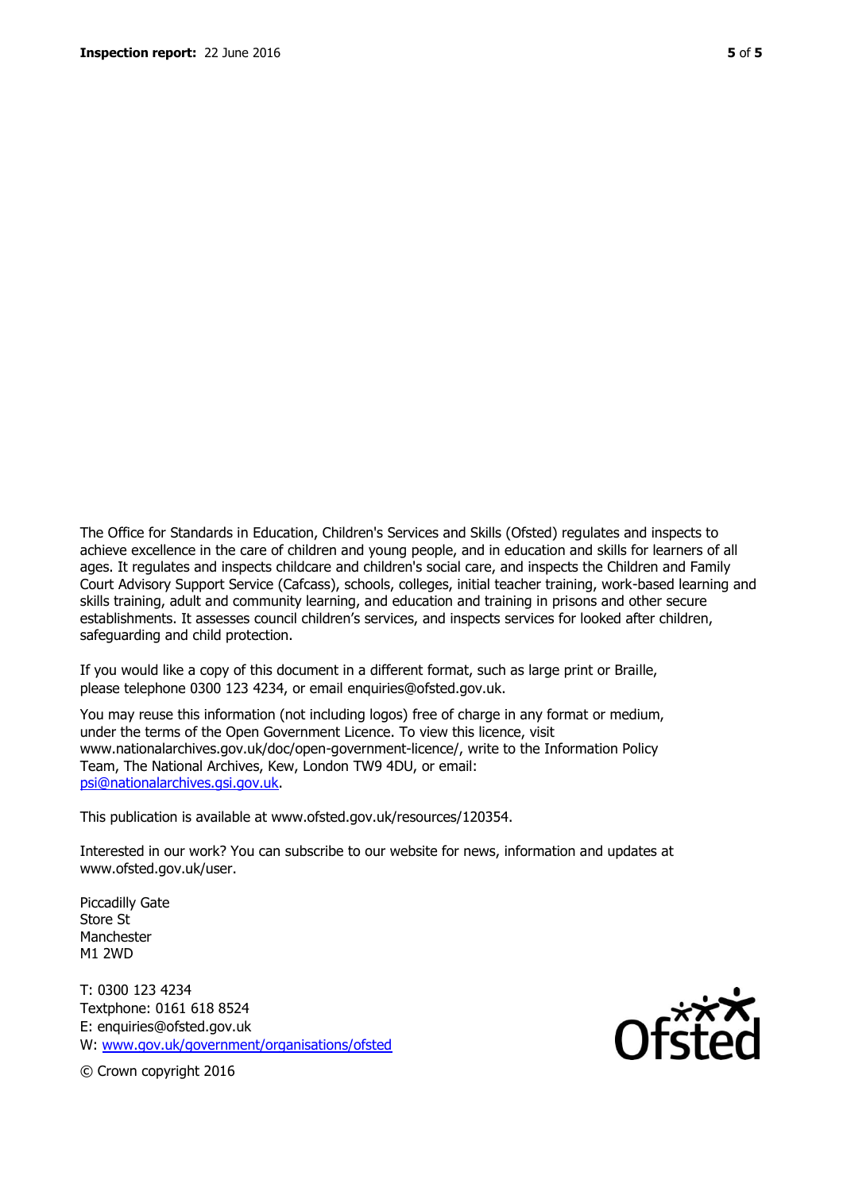The Office for Standards in Education, Children's Services and Skills (Ofsted) regulates and inspects to achieve excellence in the care of children and young people, and in education and skills for learners of all ages. It regulates and inspects childcare and children's social care, and inspects the Children and Family Court Advisory Support Service (Cafcass), schools, colleges, initial teacher training, work-based learning and skills training, adult and community learning, and education and training in prisons and other secure establishments. It assesses council children's services, and inspects services for looked after children, safeguarding and child protection.

If you would like a copy of this document in a different format, such as large print or Braille, please telephone 0300 123 4234, or email enquiries@ofsted.gov.uk.

You may reuse this information (not including logos) free of charge in any format or medium, under the terms of the Open Government Licence. To view this licence, visit www.nationalarchives.gov.uk/doc/open-government-licence/, write to the Information Policy Team, The National Archives, Kew, London TW9 4DU, or email: psi@nationalarchives.gsi.gov.uk.

This publication is available at www.ofsted.gov.uk/resources/120354.

Interested in our work? You can subscribe to our website for news, information and updates at www.ofsted.gov.uk/user.

Piccadilly Gate
Store St
Manchester
M1 2WD

T: 0300 123 4234
Textphone: 0161 618 8524
E: enquiries@ofsted.gov.uk
W: www.gov.uk/government/organisations/ofsted

© Crown copyright 2016